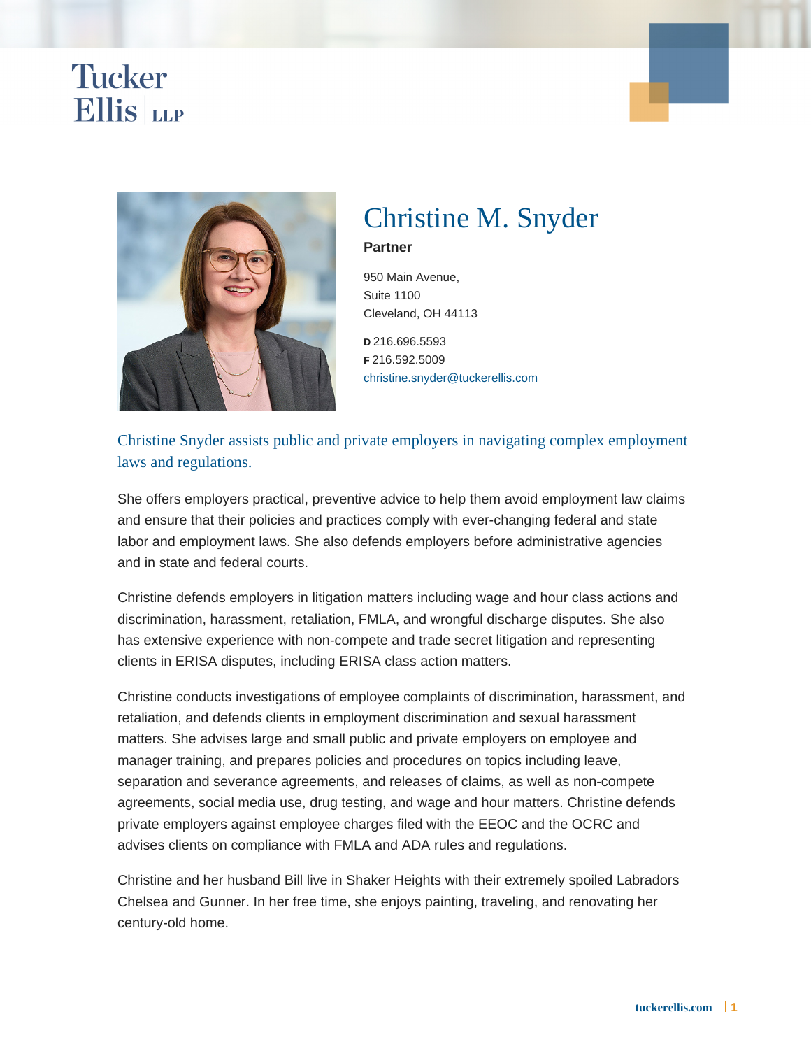Tucker Ellis | LLP

# Christine M. Snyder

**Partner**

950 Main Avenue,
Suite 1100
Cleveland, OH 44113

**D** 216.696.5593
**F** 216.592.5009
christine.snyder@tuckerellis.com

## Christine Snyder assists public and private employers in navigating complex employment laws and regulations.

She offers employers practical, preventive advice to help them avoid employment law claims and ensure that their policies and practices comply with ever-changing federal and state labor and employment laws. She also defends employers before administrative agencies and in state and federal courts.

Christine defends employers in litigation matters including wage and hour class actions and discrimination, harassment, retaliation, FMLA, and wrongful discharge disputes. She also has extensive experience with non-compete and trade secret litigation and representing clients in ERISA disputes, including ERISA class action matters.

Christine conducts investigations of employee complaints of discrimination, harassment, and retaliation, and defends clients in employment discrimination and sexual harassment matters. She advises large and small public and private employers on employee and manager training, and prepares policies and procedures on topics including leave, separation and severance agreements, and releases of claims, as well as non-compete agreements, social media use, drug testing, and wage and hour matters. Christine defends private employers against employee charges filed with the EEOC and the OCRC and advises clients on compliance with FMLA and ADA rules and regulations.

Christine and her husband Bill live in Shaker Heights with their extremely spoiled Labradors Chelsea and Gunner. In her free time, she enjoys painting, traveling, and renovating her century-old home.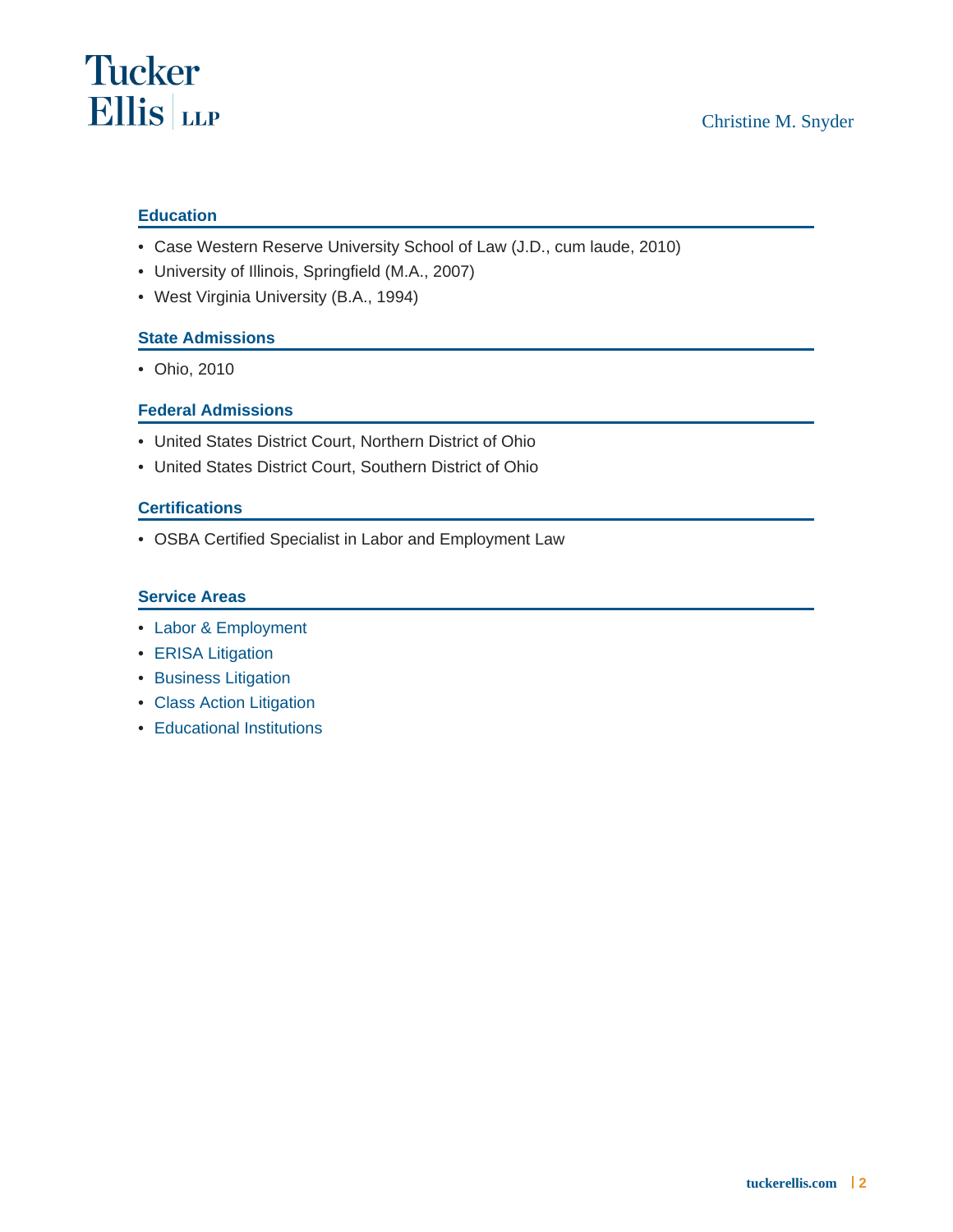## Education

- Case Western Reserve University School of Law (J.D., cum laude, 2010)
- University of Illinois, Springfield (M.A., 2007)
- West Virginia University (B.A., 1994)

## State Admissions

- Ohio, 2010

## Federal Admissions

- United States District Court, Northern District of Ohio
- United States District Court, Southern District of Ohio

## Certifications

- OSBA Certified Specialist in Labor and Employment Law

## Service Areas

- Labor & Employment
- ERISA Litigation
- Business Litigation
- Class Action Litigation
- Educational Institutions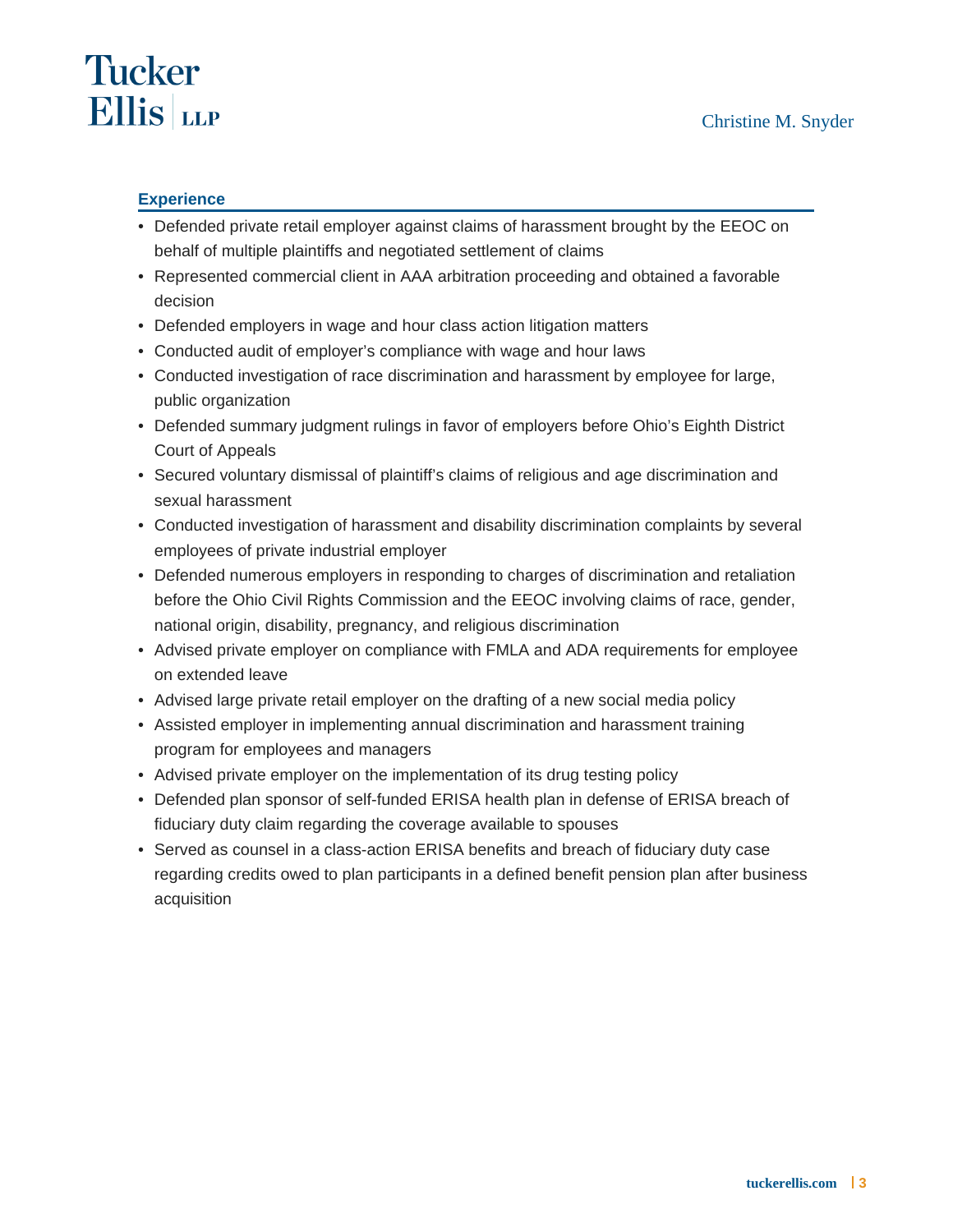## Experience

- Defended private retail employer against claims of harassment brought by the EEOC on behalf of multiple plaintiffs and negotiated settlement of claims
- Represented commercial client in AAA arbitration proceeding and obtained a favorable decision
- Defended employers in wage and hour class action litigation matters
- Conducted audit of employer's compliance with wage and hour laws
- Conducted investigation of race discrimination and harassment by employee for large, public organization
- Defended summary judgment rulings in favor of employers before Ohio's Eighth District Court of Appeals
- Secured voluntary dismissal of plaintiff's claims of religious and age discrimination and sexual harassment
- Conducted investigation of harassment and disability discrimination complaints by several employees of private industrial employer
- Defended numerous employers in responding to charges of discrimination and retaliation before the Ohio Civil Rights Commission and the EEOC involving claims of race, gender, national origin, disability, pregnancy, and religious discrimination
- Advised private employer on compliance with FMLA and ADA requirements for employee on extended leave
- Advised large private retail employer on the drafting of a new social media policy
- Assisted employer in implementing annual discrimination and harassment training program for employees and managers
- Advised private employer on the implementation of its drug testing policy
- Defended plan sponsor of self-funded ERISA health plan in defense of ERISA breach of fiduciary duty claim regarding the coverage available to spouses
- Served as counsel in a class-action ERISA benefits and breach of fiduciary duty case regarding credits owed to plan participants in a defined benefit pension plan after business acquisition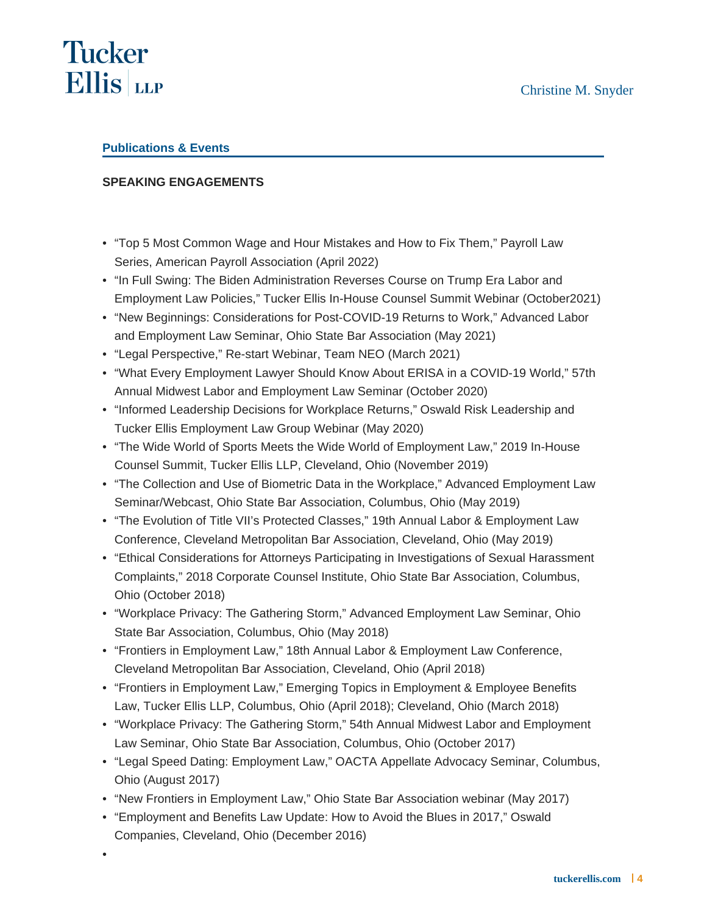## Publications & Events

### SPEAKING ENGAGEMENTS

- "Top 5 Most Common Wage and Hour Mistakes and How to Fix Them," Payroll Law Series, American Payroll Association (April 2022)
- "In Full Swing: The Biden Administration Reverses Course on Trump Era Labor and Employment Law Policies," Tucker Ellis In-House Counsel Summit Webinar (October2021)
- "New Beginnings: Considerations for Post-COVID-19 Returns to Work," Advanced Labor and Employment Law Seminar, Ohio State Bar Association (May 2021)
- "Legal Perspective," Re-start Webinar, Team NEO (March 2021)
- "What Every Employment Lawyer Should Know About ERISA in a COVID-19 World," 57th Annual Midwest Labor and Employment Law Seminar (October 2020)
- "Informed Leadership Decisions for Workplace Returns," Oswald Risk Leadership and Tucker Ellis Employment Law Group Webinar (May 2020)
- "The Wide World of Sports Meets the Wide World of Employment Law," 2019 In-House Counsel Summit, Tucker Ellis LLP, Cleveland, Ohio (November 2019)
- "The Collection and Use of Biometric Data in the Workplace," Advanced Employment Law Seminar/Webcast, Ohio State Bar Association, Columbus, Ohio (May 2019)
- "The Evolution of Title VII's Protected Classes," 19th Annual Labor & Employment Law Conference, Cleveland Metropolitan Bar Association, Cleveland, Ohio (May 2019)
- "Ethical Considerations for Attorneys Participating in Investigations of Sexual Harassment Complaints," 2018 Corporate Counsel Institute, Ohio State Bar Association, Columbus, Ohio (October 2018)
- "Workplace Privacy: The Gathering Storm," Advanced Employment Law Seminar, Ohio State Bar Association, Columbus, Ohio (May 2018)
- "Frontiers in Employment Law," 18th Annual Labor & Employment Law Conference, Cleveland Metropolitan Bar Association, Cleveland, Ohio (April 2018)
- "Frontiers in Employment Law," Emerging Topics in Employment & Employee Benefits Law, Tucker Ellis LLP, Columbus, Ohio (April 2018); Cleveland, Ohio (March 2018)
- "Workplace Privacy: The Gathering Storm," 54th Annual Midwest Labor and Employment Law Seminar, Ohio State Bar Association, Columbus, Ohio (October 2017)
- "Legal Speed Dating: Employment Law," OACTA Appellate Advocacy Seminar, Columbus, Ohio (August 2017)
- "New Frontiers in Employment Law," Ohio State Bar Association webinar (May 2017)
- "Employment and Benefits Law Update: How to Avoid the Blues in 2017," Oswald Companies, Cleveland, Ohio (December 2016)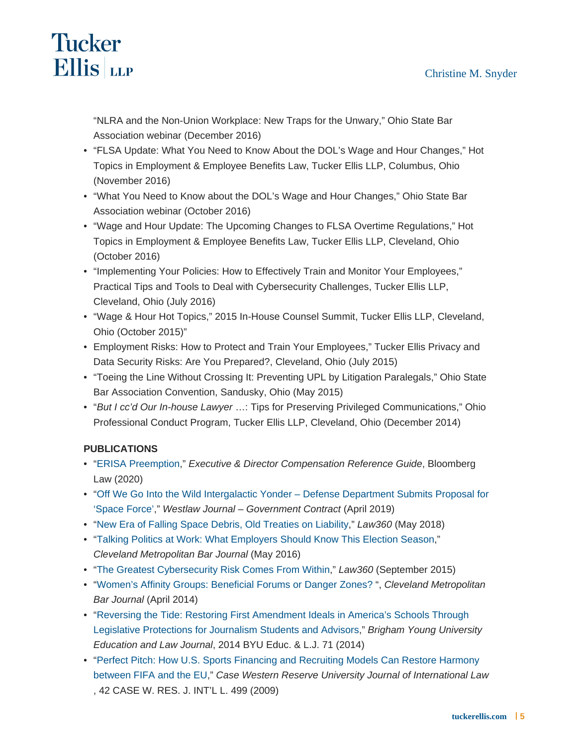"NLRA and the Non-Union Workplace: New Traps for the Unwary," Ohio State Bar Association webinar (December 2016)

- "FLSA Update: What You Need to Know About the DOL's Wage and Hour Changes," Hot Topics in Employment & Employee Benefits Law, Tucker Ellis LLP, Columbus, Ohio (November 2016)
- "What You Need to Know about the DOL's Wage and Hour Changes," Ohio State Bar Association webinar (October 2016)
- "Wage and Hour Update: The Upcoming Changes to FLSA Overtime Regulations," Hot Topics in Employment & Employee Benefits Law, Tucker Ellis LLP, Cleveland, Ohio (October 2016)
- "Implementing Your Policies: How to Effectively Train and Monitor Your Employees," Practical Tips and Tools to Deal with Cybersecurity Challenges, Tucker Ellis LLP, Cleveland, Ohio (July 2016)
- "Wage & Hour Hot Topics," 2015 In-House Counsel Summit, Tucker Ellis LLP, Cleveland, Ohio (October 2015)"
- Employment Risks: How to Protect and Train Your Employees," Tucker Ellis Privacy and Data Security Risks: Are You Prepared?, Cleveland, Ohio (July 2015)
- "Toeing the Line Without Crossing It: Preventing UPL by Litigation Paralegals," Ohio State Bar Association Convention, Sandusky, Ohio (May 2015)
- "*But I cc'd Our In-house Lawyer* …: Tips for Preserving Privileged Communications," Ohio Professional Conduct Program, Tucker Ellis LLP, Cleveland, Ohio (December 2014)

**PUBLICATIONS**

- "ERISA Preemption," *Executive & Director Compensation Reference Guide*, Bloomberg Law (2020)
- "Off We Go Into the Wild Intergalactic Yonder – Defense Department Submits Proposal for 'Space Force'," *Westlaw Journal – Government Contract* (April 2019)
- "New Era of Falling Space Debris, Old Treaties on Liability," *Law360* (May 2018)
- "Talking Politics at Work: What Employers Should Know This Election Season," *Cleveland Metropolitan Bar Journal* (May 2016)
- "The Greatest Cybersecurity Risk Comes From Within," *Law360* (September 2015)
- "Women's Affinity Groups: Beneficial Forums or Danger Zones? ", *Cleveland Metropolitan Bar Journal* (April 2014)
- "Reversing the Tide: Restoring First Amendment Ideals in America's Schools Through Legislative Protections for Journalism Students and Advisors," *Brigham Young University Education and Law Journal*, 2014 BYU Educ. & L.J. 71 (2014)
- "Perfect Pitch: How U.S. Sports Financing and Recruiting Models Can Restore Harmony between FIFA and the EU," *Case Western Reserve University Journal of International Law*, 42 CASE W. RES. J. INT'L L. 499 (2009)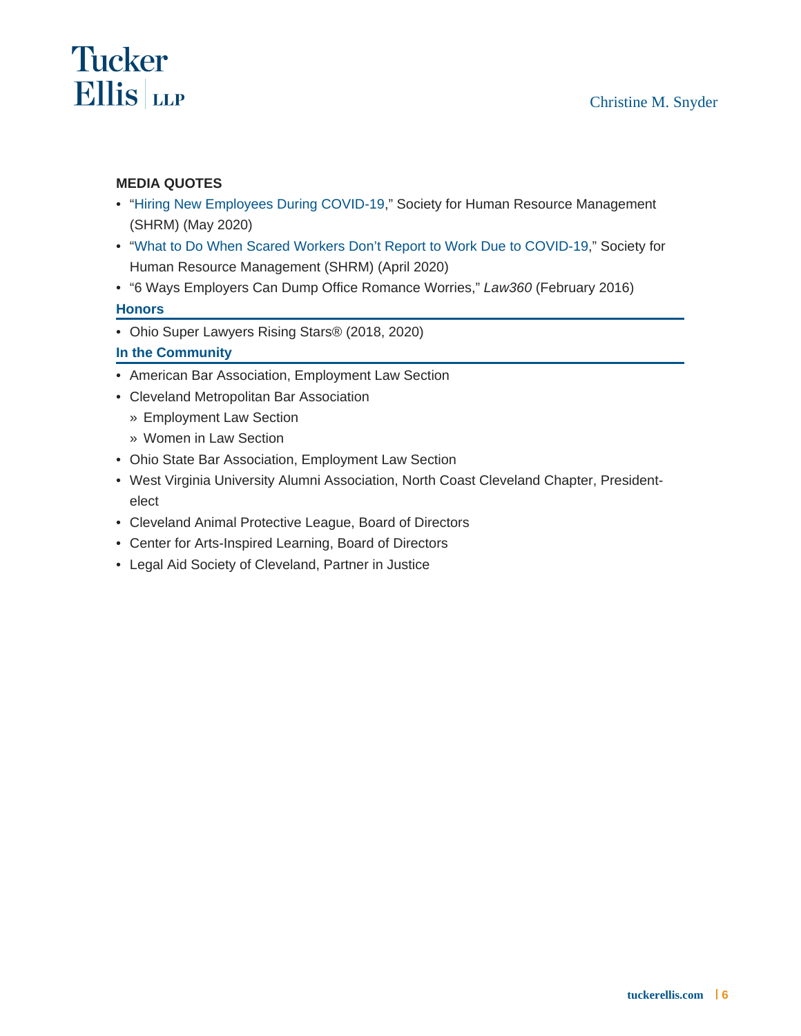## MEDIA QUOTES

- "Hiring New Employees During COVID-19," Society for Human Resource Management (SHRM) (May 2020)
- "What to Do When Scared Workers Don't Report to Work Due to COVID-19," Society for Human Resource Management (SHRM) (April 2020)
- "6 Ways Employers Can Dump Office Romance Worries," *Law360* (February 2016)

## Honors

- Ohio Super Lawyers Rising Stars® (2018, 2020)

## In the Community

- American Bar Association, Employment Law Section
- Cleveland Metropolitan Bar Association
  - Employment Law Section
  - Women in Law Section
- Ohio State Bar Association, Employment Law Section
- West Virginia University Alumni Association, North Coast Cleveland Chapter, President-elect
- Cleveland Animal Protective League, Board of Directors
- Center for Arts-Inspired Learning, Board of Directors
- Legal Aid Society of Cleveland, Partner in Justice